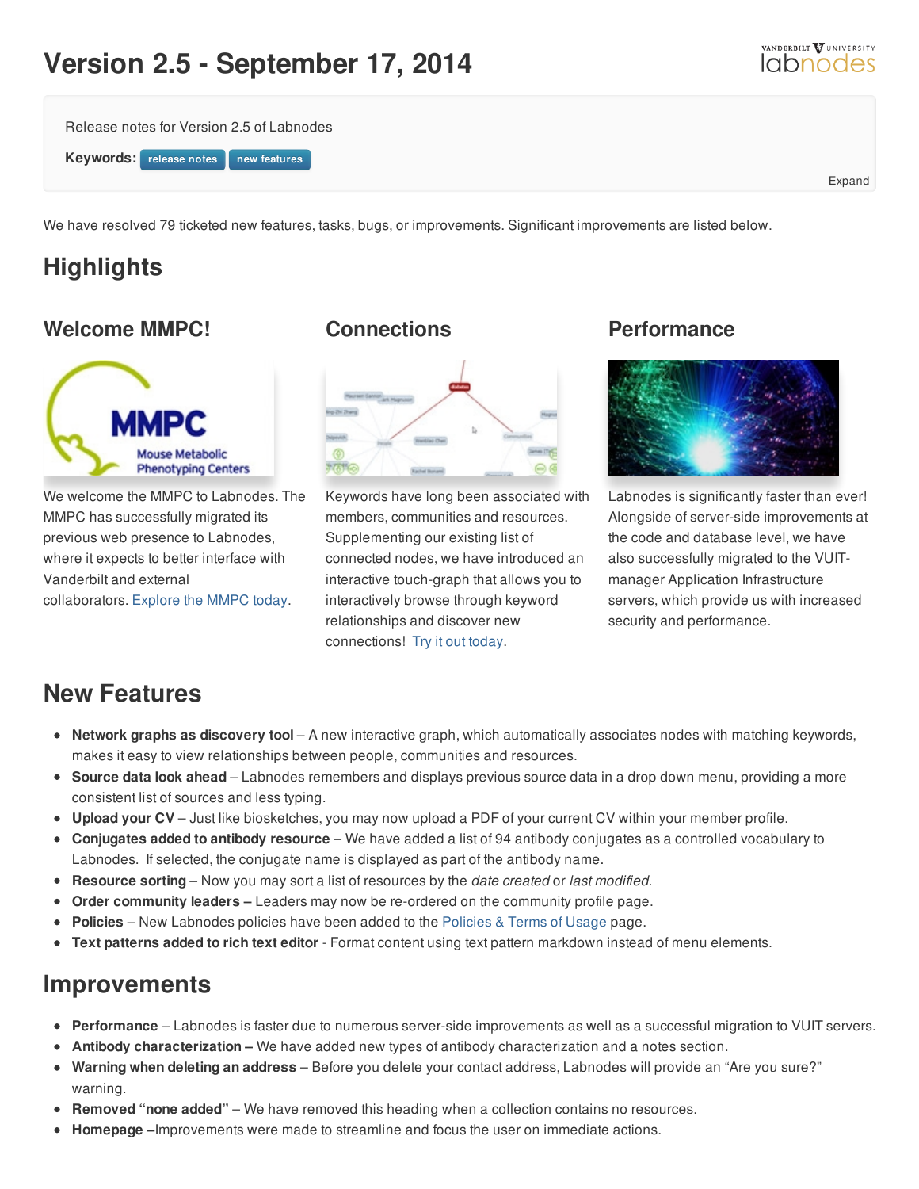# Version 2.5 - September 17, 2014

Release notes for Version 2.5 of Labnodes

**Keywords:** release notes new features

Expand

We have resolved 79 ticketed new features, tasks, bugs, or improvements. Significant improvements are listed below.

## Highlights

### Welcome MMPC!

We welcome the MMPC to Labnodes. The MMPC has successfully migrated its previous web presence to Labnodes, where it expects to better interface with Vanderbilt and external collaborators. Explore the MMPC today.

### Connections

Keywords have long been associated with members, communities and resources. Supplementing our existing list of connected nodes, we have introduced an interactive touch-graph that allows you to interactively browse through keyword relationships and discover new connections! Try it out today.

### Performance

Labnodes is significantly faster than ever! Alongside of server-side improvements at the code and database level, we have also successfully migrated to the VUIT-manager Application Infrastructure servers, which provide us with increased security and performance.

## New Features

- **Network graphs as discovery tool** – A new interactive graph, which automatically associates nodes with matching keywords, makes it easy to view relationships between people, communities and resources.
- **Source data look ahead** – Labnodes remembers and displays previous source data in a drop down menu, providing a more consistent list of sources and less typing.
- **Upload your CV** – Just like biosketches, you may now upload a PDF of your current CV within your member profile.
- **Conjugates added to antibody resource** – We have added a list of 94 antibody conjugates as a controlled vocabulary to Labnodes. If selected, the conjugate name is displayed as part of the antibody name.
- **Resource sorting** – Now you may sort a list of resources by the *date created* or *last modified*.
- **Order community leaders –** Leaders may now be re-ordered on the community profile page.
- **Policies** – New Labnodes policies have been added to the Policies & Terms of Usage page.
- **Text patterns added to rich text editor** - Format content using text pattern markdown instead of menu elements.

## Improvements

- **Performance** – Labnodes is faster due to numerous server-side improvements as well as a successful migration to VUIT servers.
- **Antibody characterization –** We have added new types of antibody characterization and a notes section.
- **Warning when deleting an address** – Before you delete your contact address, Labnodes will provide an "Are you sure?" warning.
- **Removed "none added"** – We have removed this heading when a collection contains no resources.
- **Homepage –**Improvements were made to streamline and focus the user on immediate actions.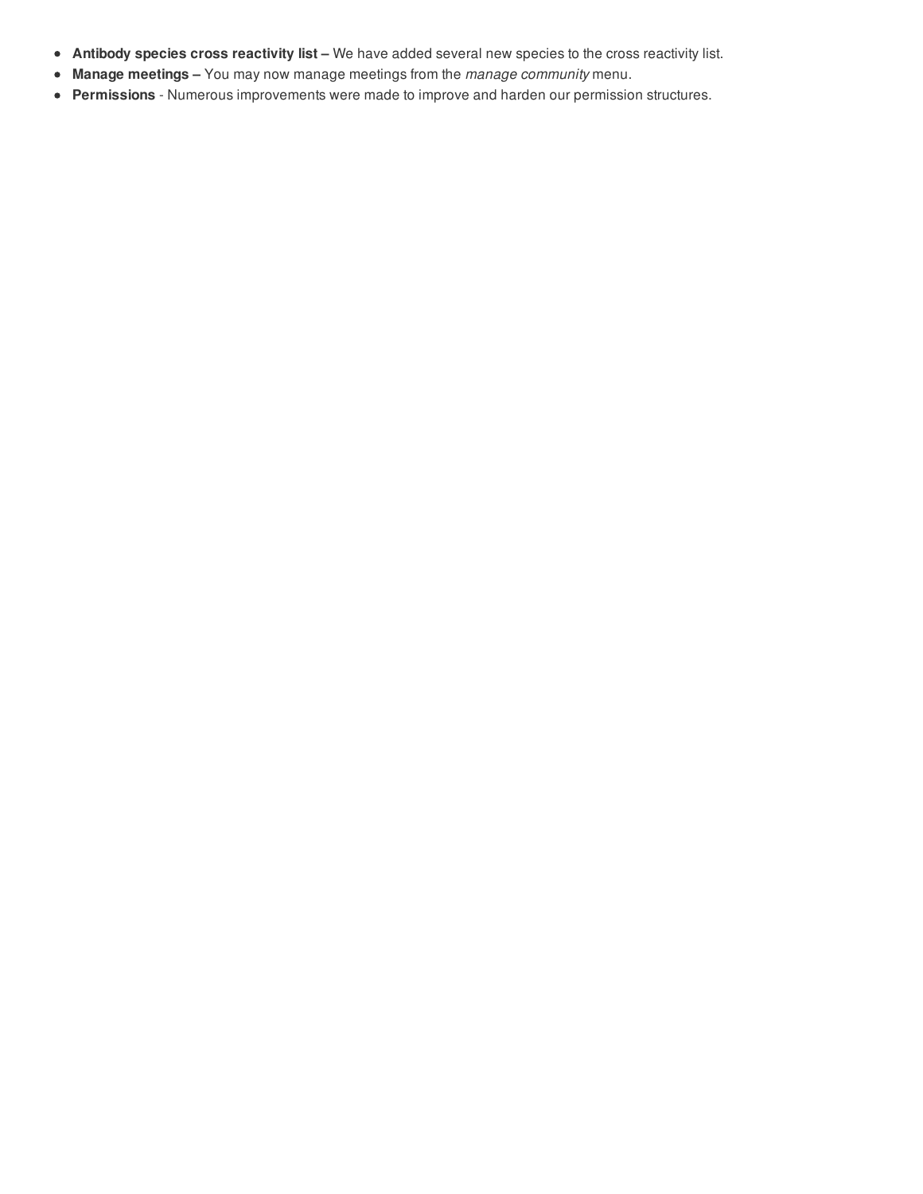- **Antibody species cross reactivity list –** We have added several new species to the cross reactivity list.
- **Manage meetings –** You may now manage meetings from the *manage community* menu.
- **Permissions** - Numerous improvements were made to improve and harden our permission structures.